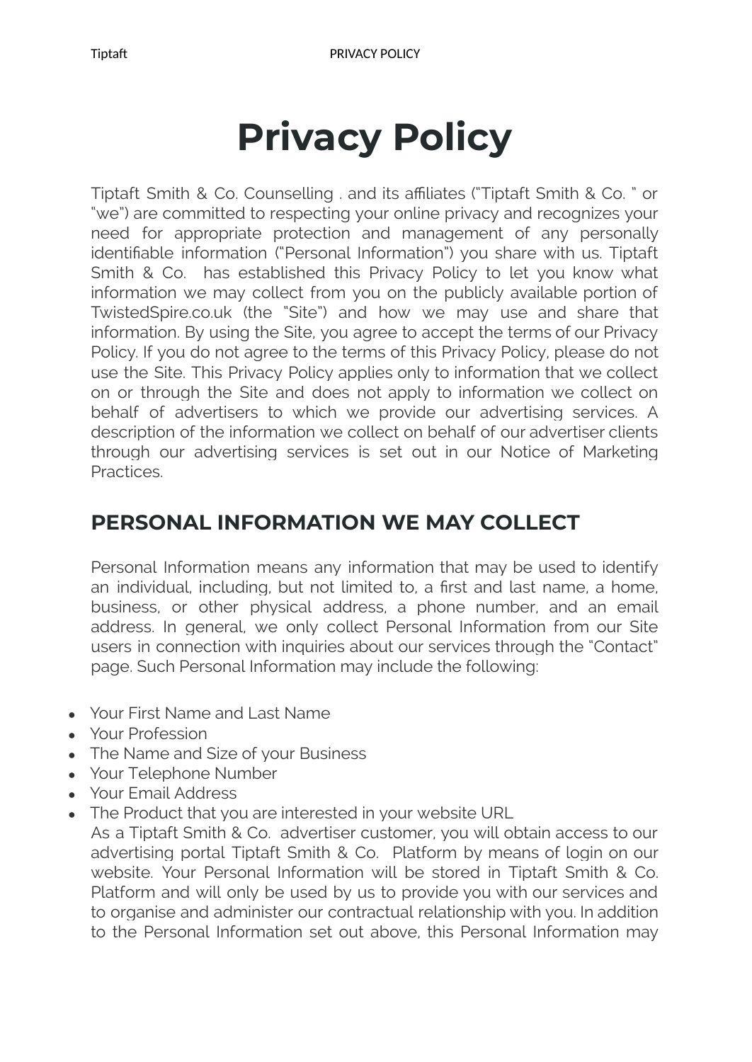# Privacy Policy

Tiptaft Smith & Co. Counselling . and its affiliates ("Tiptaft Smith & Co. " or "we") are committed to respecting your online privacy and recognizes your need for appropriate protection and management of any personally identifiable information ("Personal Information") you share with us. Tiptaft Smith & Co. has established this Privacy Policy to let you know what information we may collect from you on the publicly available portion of TwistedSpire.co.uk (the "Site") and how we may use and share that information. By using the Site, you agree to accept the terms of our Privacy Policy. If you do not agree to the terms of this Privacy Policy, please do not use the Site. This Privacy Policy applies only to information that we collect on or through the Site and does not apply to information we collect on behalf of advertisers to which we provide our advertising services. A description of the information we collect on behalf of our advertiser clients through our advertising services is set out in our Notice of Marketing Practices.

## PERSONAL INFORMATION WE MAY COLLECT

Personal Information means any information that may be used to identify an individual, including, but not limited to, a first and last name, a home, business, or other physical address, a phone number, and an email address. In general, we only collect Personal Information from our Site users in connection with inquiries about our services through the "Contact" page. Such Personal Information may include the following:

- Your First Name and Last Name
- Your Profession
- The Name and Size of your Business
- Your Telephone Number
- Your Email Address
- The Product that you are interested in your website URL

As a Tiptaft Smith & Co. advertiser customer, you will obtain access to our advertising portal Tiptaft Smith & Co. Platform by means of login on our website. Your Personal Information will be stored in Tiptaft Smith & Co. Platform and will only be used by us to provide you with our services and to organise and administer our contractual relationship with you. In addition to the Personal Information set out above, this Personal Information may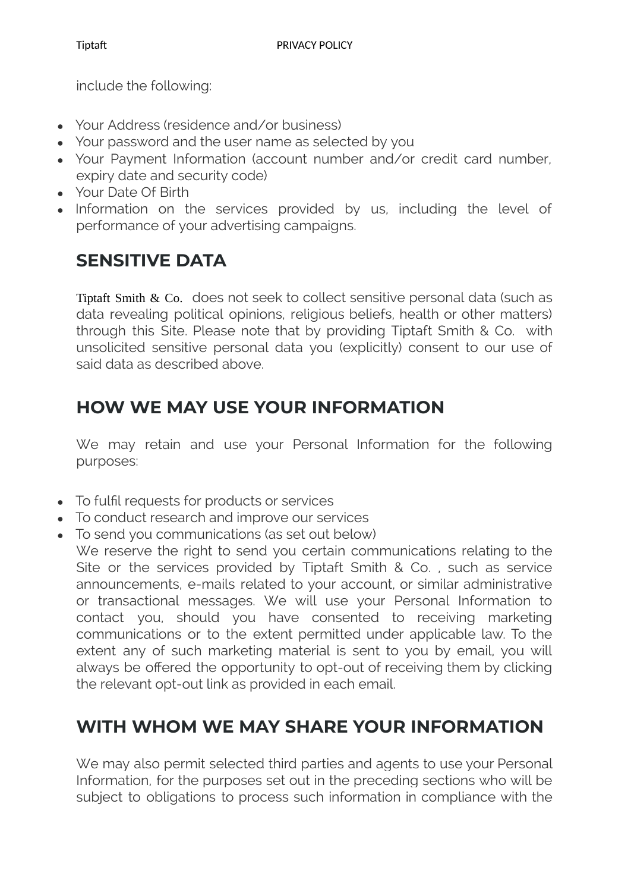include the following:

- Your Address (residence and/or business)
- Your password and the user name as selected by you
- Your Payment Information (account number and/or credit card number, expiry date and security code)
- Your Date Of Birth
- Information on the services provided by us, including the level of performance of your advertising campaigns.

## SENSITIVE DATA

Tiptaft Smith & Co. does not seek to collect sensitive personal data (such as data revealing political opinions, religious beliefs, health or other matters) through this Site. Please note that by providing Tiptaft Smith & Co. with unsolicited sensitive personal data you (explicitly) consent to our use of said data as described above.

## HOW WE MAY USE YOUR INFORMATION

We may retain and use your Personal Information for the following purposes:

- To fulfil requests for products or services
- To conduct research and improve our services
- To send you communications (as set out below)
  We reserve the right to send you certain communications relating to the Site or the services provided by Tiptaft Smith & Co. , such as service announcements, e-mails related to your account, or similar administrative or transactional messages. We will use your Personal Information to contact you, should you have consented to receiving marketing communications or to the extent permitted under applicable law. To the extent any of such marketing material is sent to you by email, you will always be offered the opportunity to opt-out of receiving them by clicking the relevant opt-out link as provided in each email.

## WITH WHOM WE MAY SHARE YOUR INFORMATION

We may also permit selected third parties and agents to use your Personal Information, for the purposes set out in the preceding sections who will be subject to obligations to process such information in compliance with the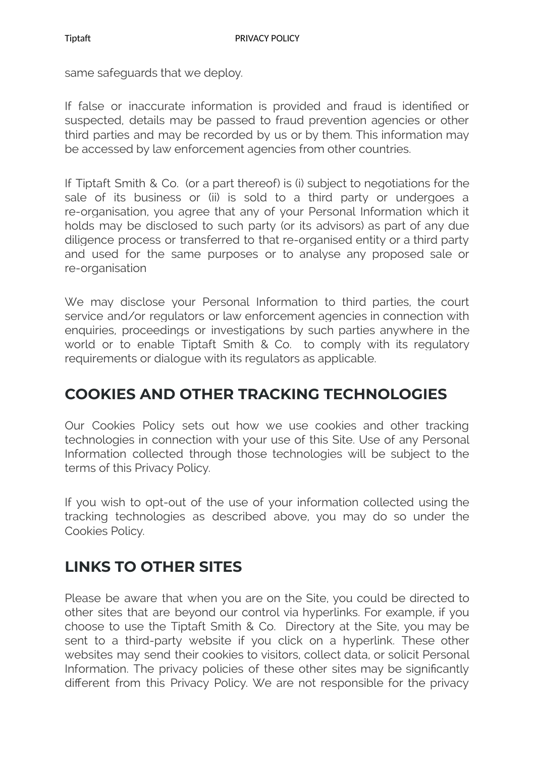same safeguards that we deploy.

If false or inaccurate information is provided and fraud is identified or suspected, details may be passed to fraud prevention agencies or other third parties and may be recorded by us or by them. This information may be accessed by law enforcement agencies from other countries.

If Tiptaft Smith & Co.  (or a part thereof) is (i) subject to negotiations for the sale of its business or (ii) is sold to a third party or undergoes a re-organisation, you agree that any of your Personal Information which it holds may be disclosed to such party (or its advisors) as part of any due diligence process or transferred to that re-organised entity or a third party and used for the same purposes or to analyse any proposed sale or re-organisation

We may disclose your Personal Information to third parties, the court service and/or regulators or law enforcement agencies in connection with enquiries, proceedings or investigations by such parties anywhere in the world or to enable Tiptaft Smith & Co.  to comply with its regulatory requirements or dialogue with its regulators as applicable.

## COOKIES AND OTHER TRACKING TECHNOLOGIES

Our Cookies Policy sets out how we use cookies and other tracking technologies in connection with your use of this Site. Use of any Personal Information collected through those technologies will be subject to the terms of this Privacy Policy.

If you wish to opt-out of the use of your information collected using the tracking technologies as described above, you may do so under the Cookies Policy.

## LINKS TO OTHER SITES

Please be aware that when you are on the Site, you could be directed to other sites that are beyond our control via hyperlinks. For example, if you choose to use the Tiptaft Smith & Co.  Directory at the Site, you may be sent to a third-party website if you click on a hyperlink. These other websites may send their cookies to visitors, collect data, or solicit Personal Information. The privacy policies of these other sites may be significantly different from this Privacy Policy. We are not responsible for the privacy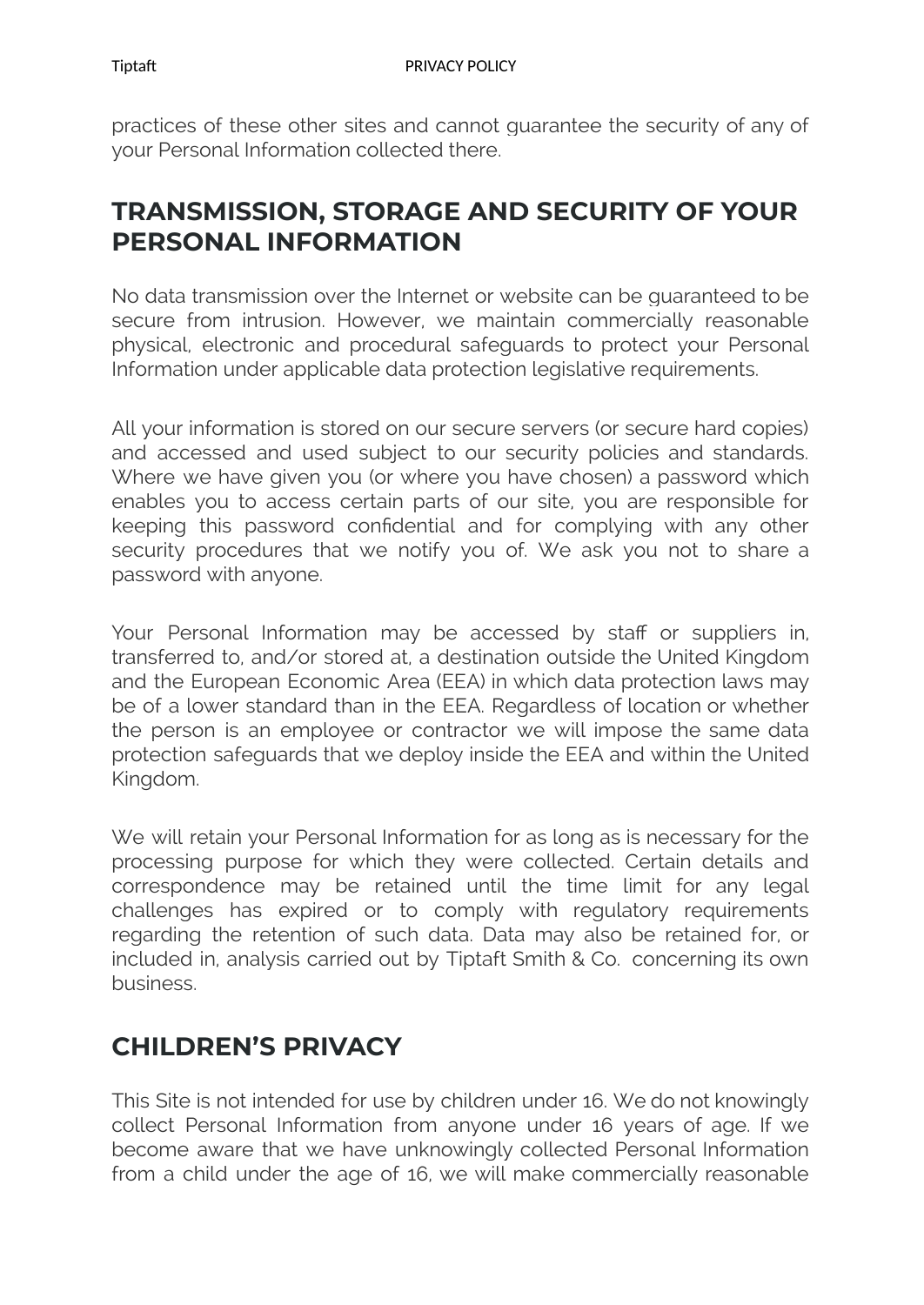practices of these other sites and cannot guarantee the security of any of your Personal Information collected there.

## TRANSMISSION, STORAGE AND SECURITY OF YOUR PERSONAL INFORMATION

No data transmission over the Internet or website can be guaranteed to be secure from intrusion. However, we maintain commercially reasonable physical, electronic and procedural safeguards to protect your Personal Information under applicable data protection legislative requirements.

All your information is stored on our secure servers (or secure hard copies) and accessed and used subject to our security policies and standards. Where we have given you (or where you have chosen) a password which enables you to access certain parts of our site, you are responsible for keeping this password confidential and for complying with any other security procedures that we notify you of. We ask you not to share a password with anyone.

Your Personal Information may be accessed by staff or suppliers in, transferred to, and/or stored at, a destination outside the United Kingdom and the European Economic Area (EEA) in which data protection laws may be of a lower standard than in the EEA. Regardless of location or whether the person is an employee or contractor we will impose the same data protection safeguards that we deploy inside the EEA and within the United Kingdom.

We will retain your Personal Information for as long as is necessary for the processing purpose for which they were collected. Certain details and correspondence may be retained until the time limit for any legal challenges has expired or to comply with regulatory requirements regarding the retention of such data. Data may also be retained for, or included in, analysis carried out by Tiptaft Smith & Co. concerning its own business.

## CHILDREN'S PRIVACY

This Site is not intended for use by children under 16. We do not knowingly collect Personal Information from anyone under 16 years of age. If we become aware that we have unknowingly collected Personal Information from a child under the age of 16, we will make commercially reasonable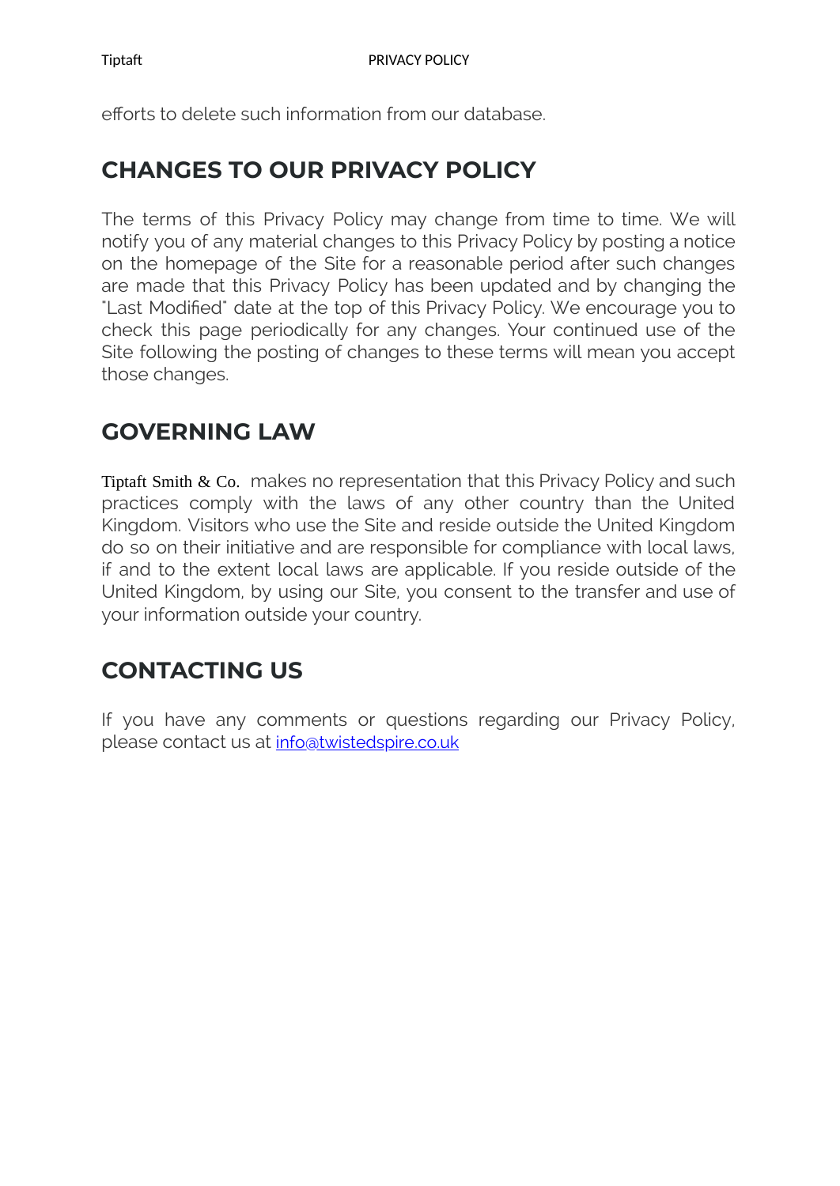efforts to delete such information from our database.

## CHANGES TO OUR PRIVACY POLICY

The terms of this Privacy Policy may change from time to time. We will notify you of any material changes to this Privacy Policy by posting a notice on the homepage of the Site for a reasonable period after such changes are made that this Privacy Policy has been updated and by changing the "Last Modified" date at the top of this Privacy Policy. We encourage you to check this page periodically for any changes. Your continued use of the Site following the posting of changes to these terms will mean you accept those changes.

## GOVERNING LAW

Tiptaft Smith & Co. makes no representation that this Privacy Policy and such practices comply with the laws of any other country than the United Kingdom. Visitors who use the Site and reside outside the United Kingdom do so on their initiative and are responsible for compliance with local laws, if and to the extent local laws are applicable. If you reside outside of the United Kingdom, by using our Site, you consent to the transfer and use of your information outside your country.

## CONTACTING US

If you have any comments or questions regarding our Privacy Policy, please contact us at [info@twistedspire.co.uk](mailto:info@twistedspire.co.uk)